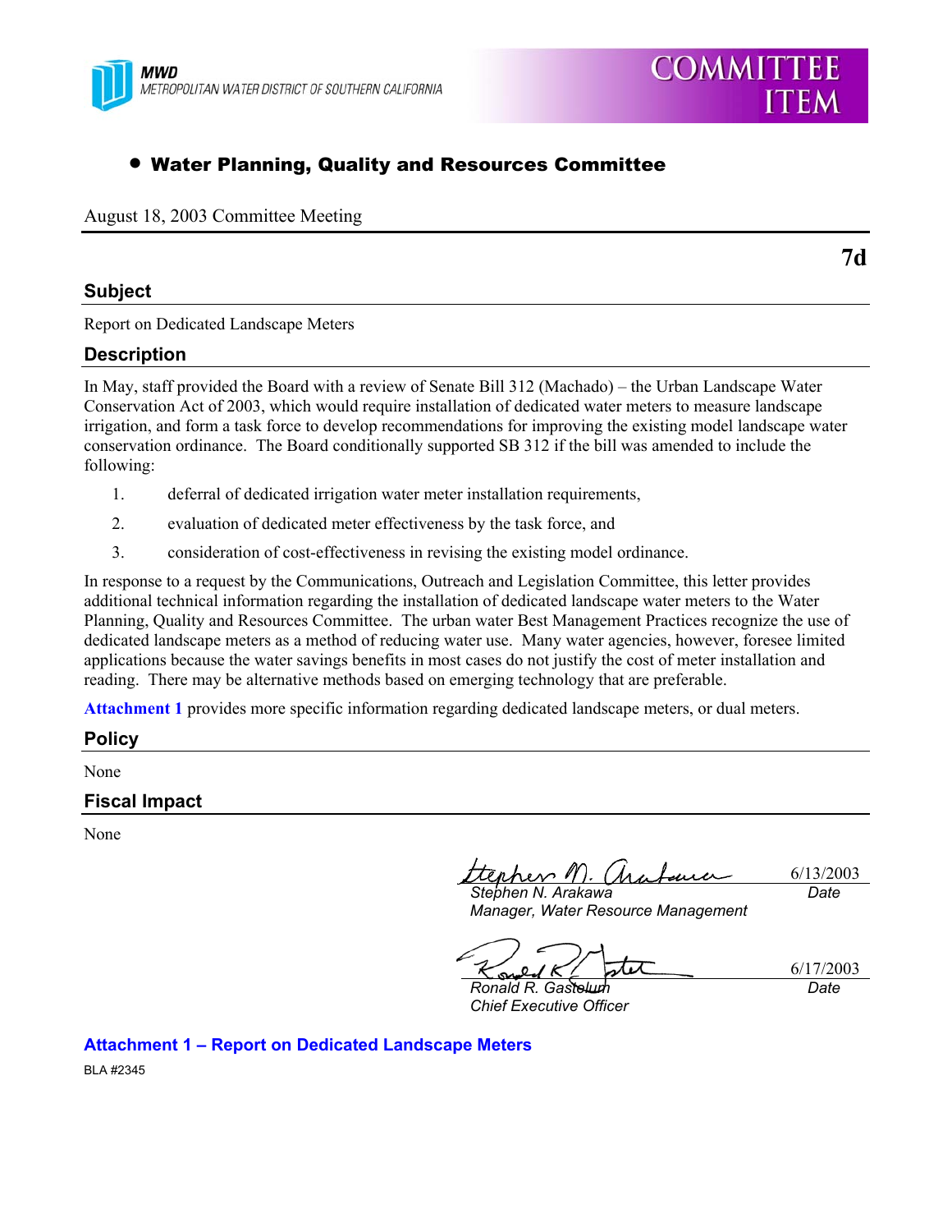MWD
METROPOLITAN WATER DISTRICT OF SOUTHERN CALIFORNIA

COMMITTEE ITEM

- **Water Planning, Quality and Resources Committee**

August 18, 2003 Committee Meeting

**7d**

## Subject

Report on Dedicated Landscape Meters

## Description

In May, staff provided the Board with a review of Senate Bill 312 (Machado) – the Urban Landscape Water Conservation Act of 2003, which would require installation of dedicated water meters to measure landscape irrigation, and form a task force to develop recommendations for improving the existing model landscape water conservation ordinance. The Board conditionally supported SB 312 if the bill was amended to include the following:

1. deferral of dedicated irrigation water meter installation requirements,
2. evaluation of dedicated meter effectiveness by the task force, and
3. consideration of cost-effectiveness in revising the existing model ordinance.

In response to a request by the Communications, Outreach and Legislation Committee, this letter provides additional technical information regarding the installation of dedicated landscape water meters to the Water Planning, Quality and Resources Committee. The urban water Best Management Practices recognize the use of dedicated landscape meters as a method of reducing water use. Many water agencies, however, foresee limited applications because the water savings benefits in most cases do not justify the cost of meter installation and reading. There may be alternative methods based on emerging technology that are preferable.

**Attachment 1** provides more specific information regarding dedicated landscape meters, or dual meters.

## Policy

None

## Fiscal Impact

None

| | |
|---|---|
| *Stephen N. Arakawa*<br>*Manager, Water Resource Management* | 6/13/2003<br>*Date* |
| *Ronald R. Gastelum*<br>*Chief Executive Officer* | 6/17/2003<br>*Date* |

**Attachment 1 – Report on Dedicated Landscape Meters**

BLA #2345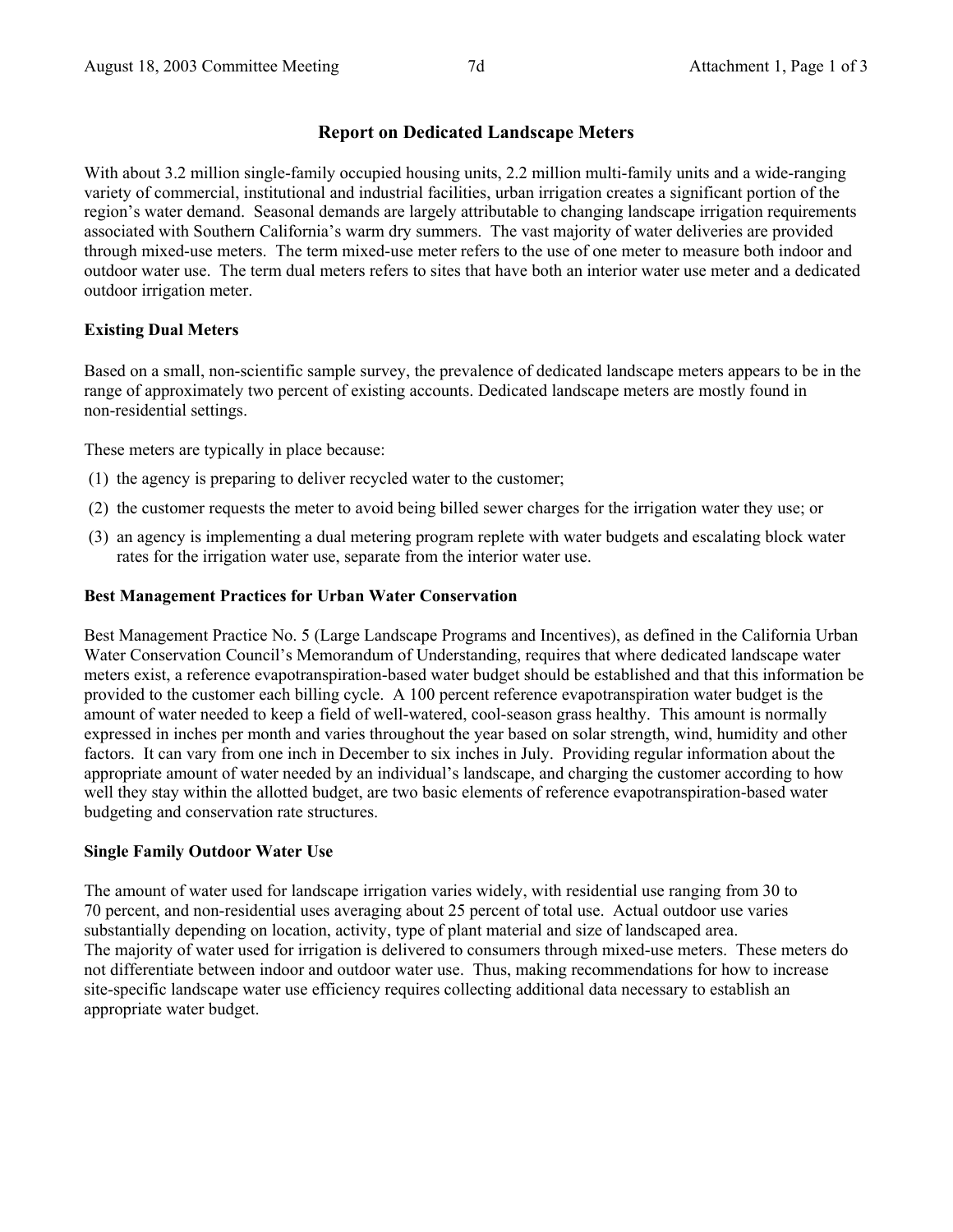# Report on Dedicated Landscape Meters

With about 3.2 million single-family occupied housing units, 2.2 million multi-family units and a wide-ranging variety of commercial, institutional and industrial facilities, urban irrigation creates a significant portion of the region's water demand. Seasonal demands are largely attributable to changing landscape irrigation requirements associated with Southern California's warm dry summers. The vast majority of water deliveries are provided through mixed-use meters. The term mixed-use meter refers to the use of one meter to measure both indoor and outdoor water use. The term dual meters refers to sites that have both an interior water use meter and a dedicated outdoor irrigation meter.

## Existing Dual Meters

Based on a small, non-scientific sample survey, the prevalence of dedicated landscape meters appears to be in the range of approximately two percent of existing accounts. Dedicated landscape meters are mostly found in non-residential settings.

These meters are typically in place because:

(1) the agency is preparing to deliver recycled water to the customer;

(2) the customer requests the meter to avoid being billed sewer charges for the irrigation water they use; or

(3) an agency is implementing a dual metering program replete with water budgets and escalating block water rates for the irrigation water use, separate from the interior water use.

## Best Management Practices for Urban Water Conservation

Best Management Practice No. 5 (Large Landscape Programs and Incentives), as defined in the California Urban Water Conservation Council's Memorandum of Understanding, requires that where dedicated landscape water meters exist, a reference evapotranspiration-based water budget should be established and that this information be provided to the customer each billing cycle. A 100 percent reference evapotranspiration water budget is the amount of water needed to keep a field of well-watered, cool-season grass healthy. This amount is normally expressed in inches per month and varies throughout the year based on solar strength, wind, humidity and other factors. It can vary from one inch in December to six inches in July. Providing regular information about the appropriate amount of water needed by an individual's landscape, and charging the customer according to how well they stay within the allotted budget, are two basic elements of reference evapotranspiration-based water budgeting and conservation rate structures.

## Single Family Outdoor Water Use

The amount of water used for landscape irrigation varies widely, with residential use ranging from 30 to 70 percent, and non-residential uses averaging about 25 percent of total use. Actual outdoor use varies substantially depending on location, activity, type of plant material and size of landscaped area. The majority of water used for irrigation is delivered to consumers through mixed-use meters. These meters do not differentiate between indoor and outdoor water use. Thus, making recommendations for how to increase site-specific landscape water use efficiency requires collecting additional data necessary to establish an appropriate water budget.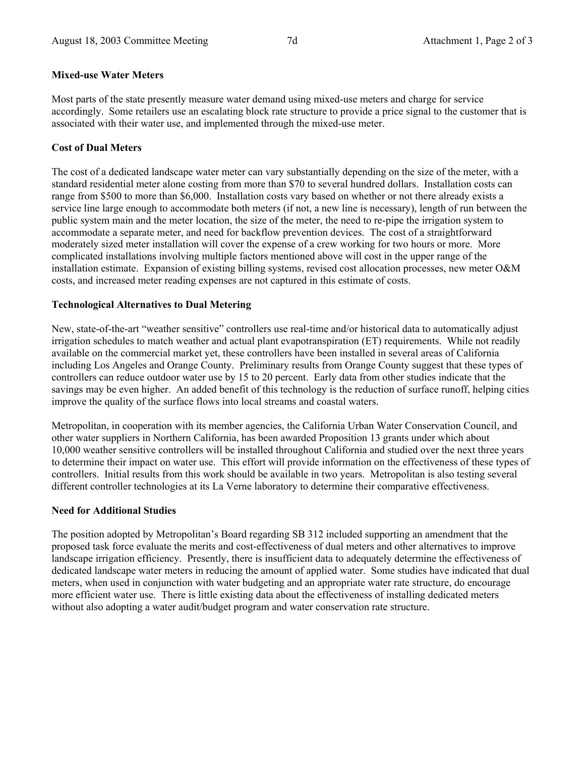**Mixed-use Water Meters**

Most parts of the state presently measure water demand using mixed-use meters and charge for service accordingly. Some retailers use an escalating block rate structure to provide a price signal to the customer that is associated with their water use, and implemented through the mixed-use meter.

**Cost of Dual Meters**

The cost of a dedicated landscape water meter can vary substantially depending on the size of the meter, with a standard residential meter alone costing from more than $70 to several hundred dollars. Installation costs can range from $500 to more than $6,000. Installation costs vary based on whether or not there already exists a service line large enough to accommodate both meters (if not, a new line is necessary), length of run between the public system main and the meter location, the size of the meter, the need to re-pipe the irrigation system to accommodate a separate meter, and need for backflow prevention devices. The cost of a straightforward moderately sized meter installation will cover the expense of a crew working for two hours or more. More complicated installations involving multiple factors mentioned above will cost in the upper range of the installation estimate. Expansion of existing billing systems, revised cost allocation processes, new meter O&M costs, and increased meter reading expenses are not captured in this estimate of costs.

**Technological Alternatives to Dual Metering**

New, state-of-the-art "weather sensitive" controllers use real-time and/or historical data to automatically adjust irrigation schedules to match weather and actual plant evapotranspiration (ET) requirements. While not readily available on the commercial market yet, these controllers have been installed in several areas of California including Los Angeles and Orange County. Preliminary results from Orange County suggest that these types of controllers can reduce outdoor water use by 15 to 20 percent. Early data from other studies indicate that the savings may be even higher. An added benefit of this technology is the reduction of surface runoff, helping cities improve the quality of the surface flows into local streams and coastal waters.

Metropolitan, in cooperation with its member agencies, the California Urban Water Conservation Council, and other water suppliers in Northern California, has been awarded Proposition 13 grants under which about 10,000 weather sensitive controllers will be installed throughout California and studied over the next three years to determine their impact on water use. This effort will provide information on the effectiveness of these types of controllers. Initial results from this work should be available in two years. Metropolitan is also testing several different controller technologies at its La Verne laboratory to determine their comparative effectiveness.

**Need for Additional Studies**

The position adopted by Metropolitan's Board regarding SB 312 included supporting an amendment that the proposed task force evaluate the merits and cost-effectiveness of dual meters and other alternatives to improve landscape irrigation efficiency. Presently, there is insufficient data to adequately determine the effectiveness of dedicated landscape water meters in reducing the amount of applied water. Some studies have indicated that dual meters, when used in conjunction with water budgeting and an appropriate water rate structure, do encourage more efficient water use. There is little existing data about the effectiveness of installing dedicated meters without also adopting a water audit/budget program and water conservation rate structure.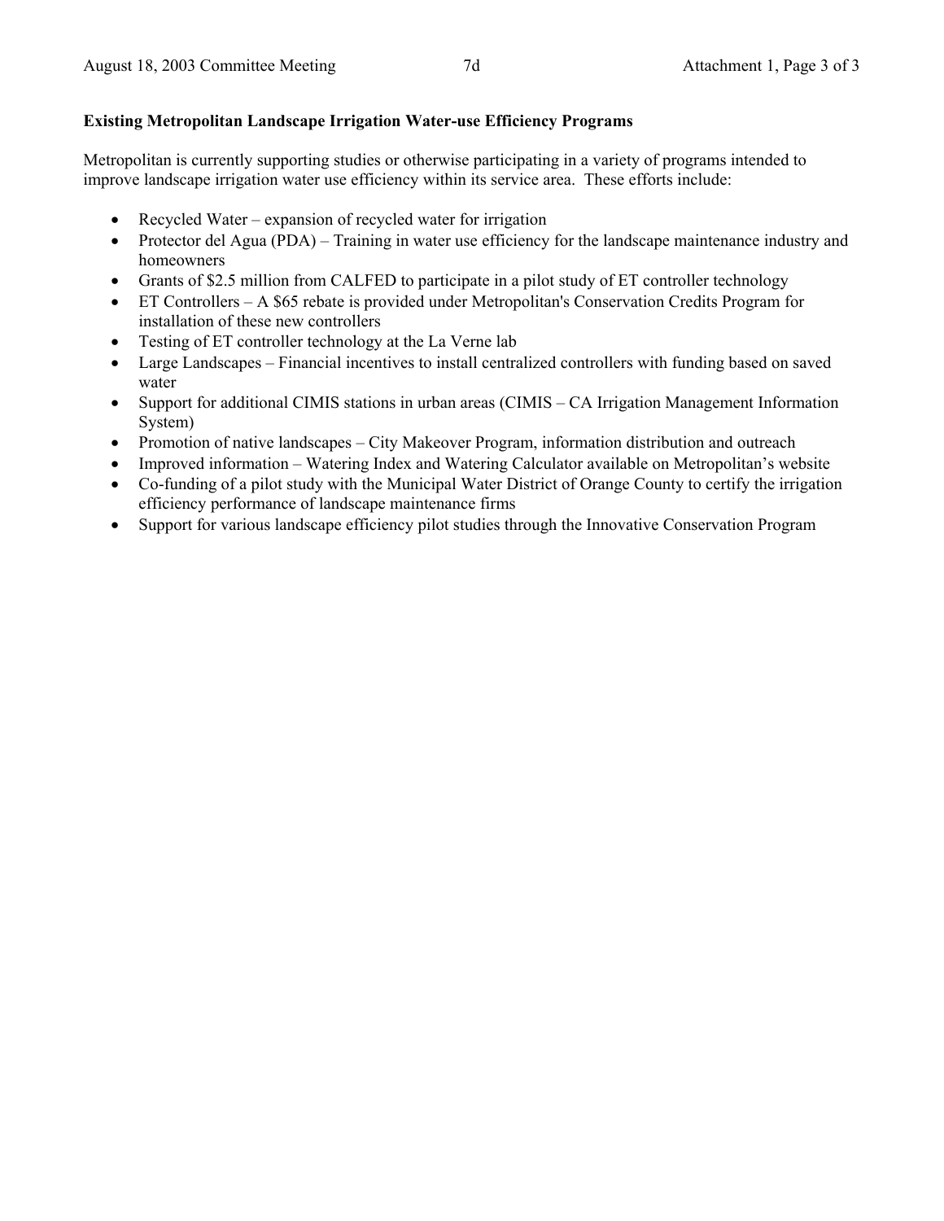**Existing Metropolitan Landscape Irrigation Water-use Efficiency Programs**

Metropolitan is currently supporting studies or otherwise participating in a variety of programs intended to improve landscape irrigation water use efficiency within its service area. These efforts include:

- Recycled Water – expansion of recycled water for irrigation
- Protector del Agua (PDA) – Training in water use efficiency for the landscape maintenance industry and homeowners
- Grants of $2.5 million from CALFED to participate in a pilot study of ET controller technology
- ET Controllers – A $65 rebate is provided under Metropolitan's Conservation Credits Program for installation of these new controllers
- Testing of ET controller technology at the La Verne lab
- Large Landscapes – Financial incentives to install centralized controllers with funding based on saved water
- Support for additional CIMIS stations in urban areas (CIMIS – CA Irrigation Management Information System)
- Promotion of native landscapes – City Makeover Program, information distribution and outreach
- Improved information – Watering Index and Watering Calculator available on Metropolitan's website
- Co-funding of a pilot study with the Municipal Water District of Orange County to certify the irrigation efficiency performance of landscape maintenance firms
- Support for various landscape efficiency pilot studies through the Innovative Conservation Program